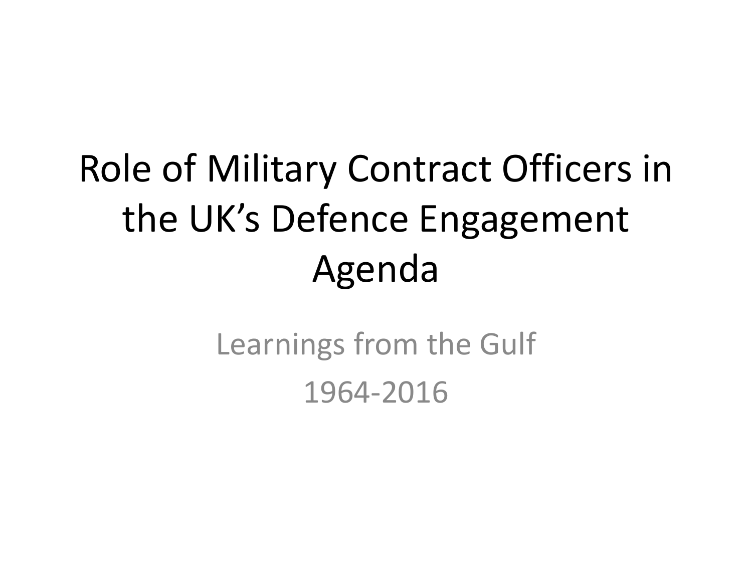# Role of Military Contract Officers in the UK's Defence Engagement Agenda

Learnings from the Gulf

1964-2016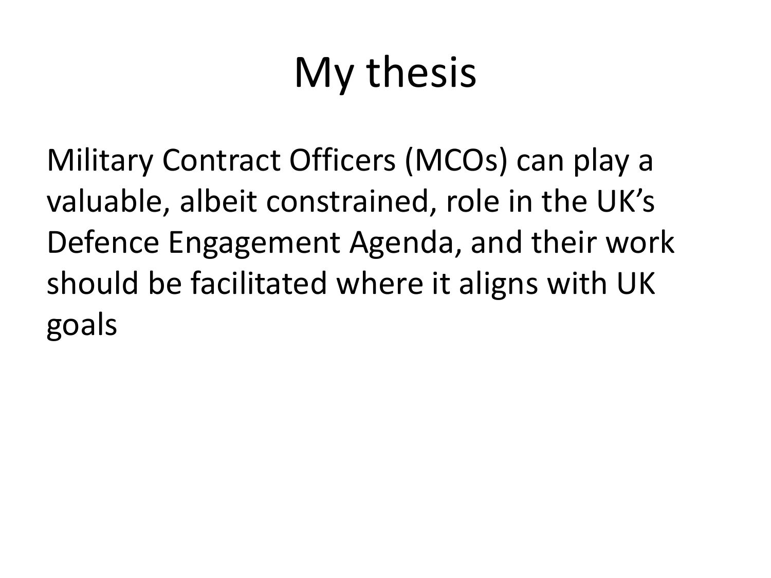# My thesis

Military Contract Officers (MCOs) can play a valuable, albeit constrained, role in the UK's Defence Engagement Agenda, and their work should be facilitated where it aligns with UK goals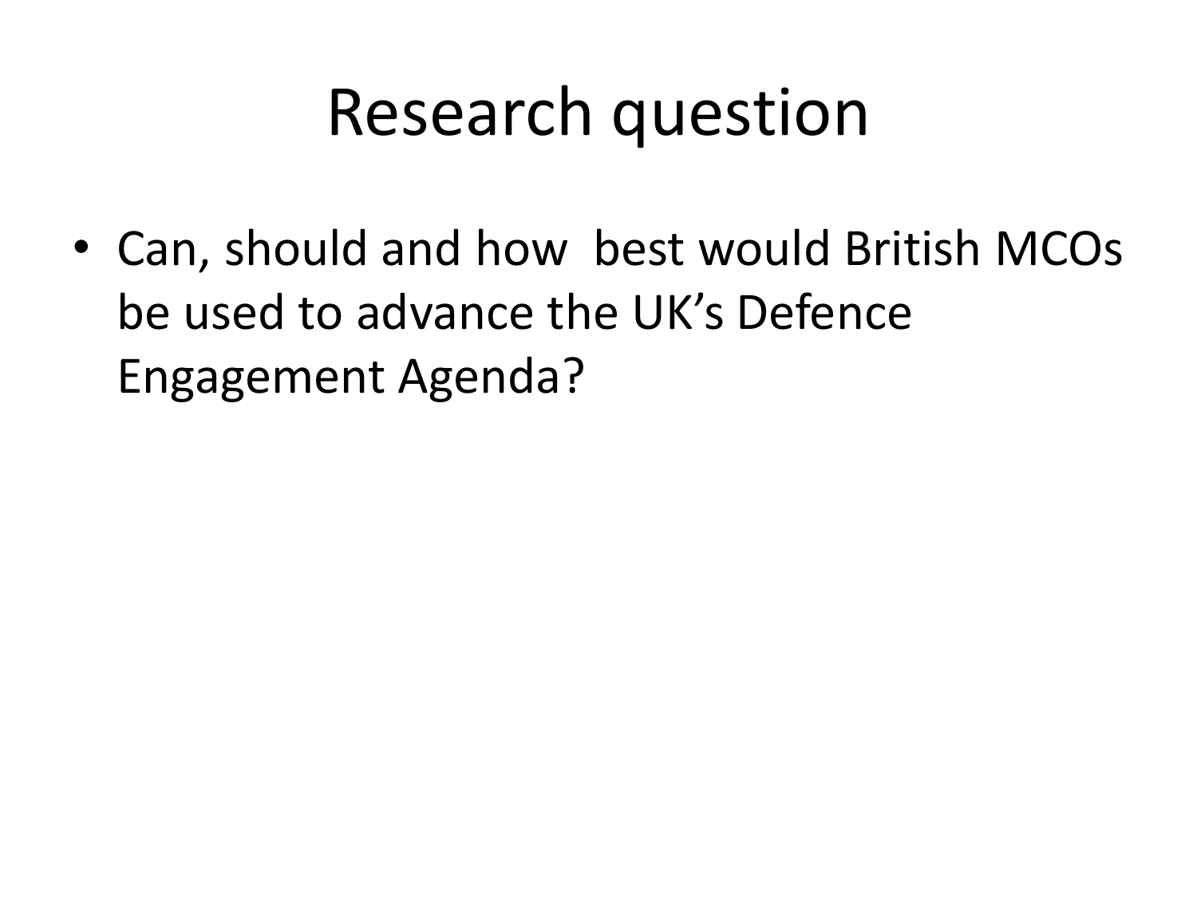# Research question

- Can, should and how  best would British MCOs be used to advance the UK's Defence Engagement Agenda?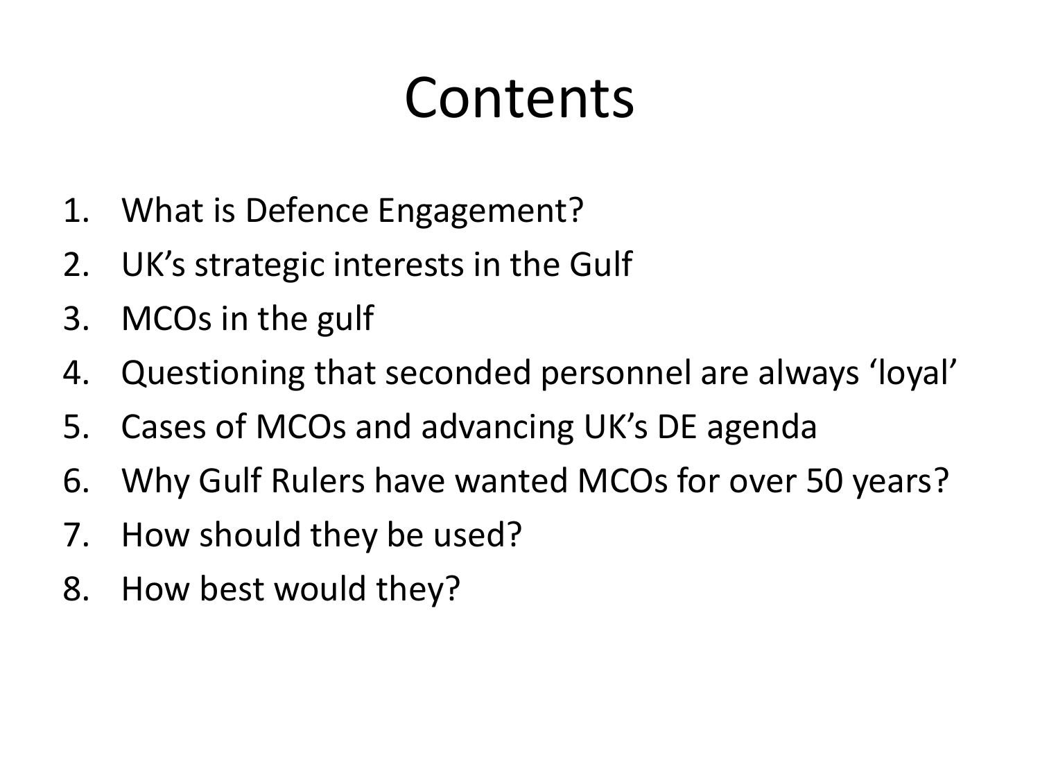# Contents

1. What is Defence Engagement?
2. UK's strategic interests in the Gulf
3. MCOs in the gulf
4. Questioning that seconded personnel are always 'loyal'
5. Cases of MCOs and advancing UK's DE agenda
6. Why Gulf Rulers have wanted MCOs for over 50 years?
7. How should they be used?
8. How best would they?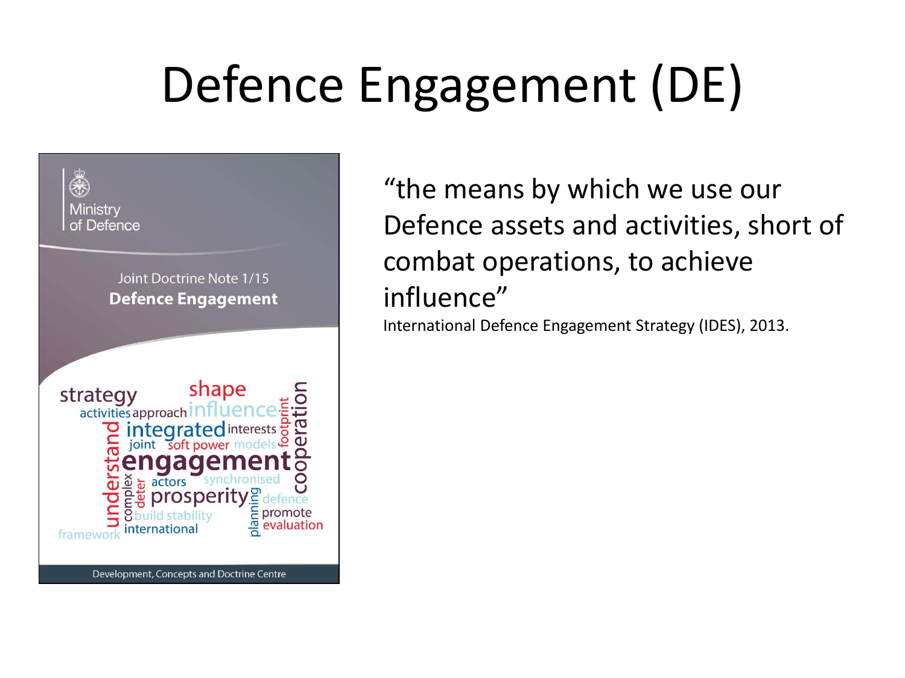# Defence Engagement (DE)

Ministry of Defence

Joint Doctrine Note 1/15
**Defence Engagement**

strategy shape activities approach influence integrated interests joint soft power models engagement actors synchronised prosperity defence build stability international framework understand complex deter footprint cooperation planning promote evaluation

Development, Concepts and Doctrine Centre

"the means by which we use our Defence assets and activities, short of combat operations, to achieve influence"

International Defence Engagement Strategy (IDES), 2013.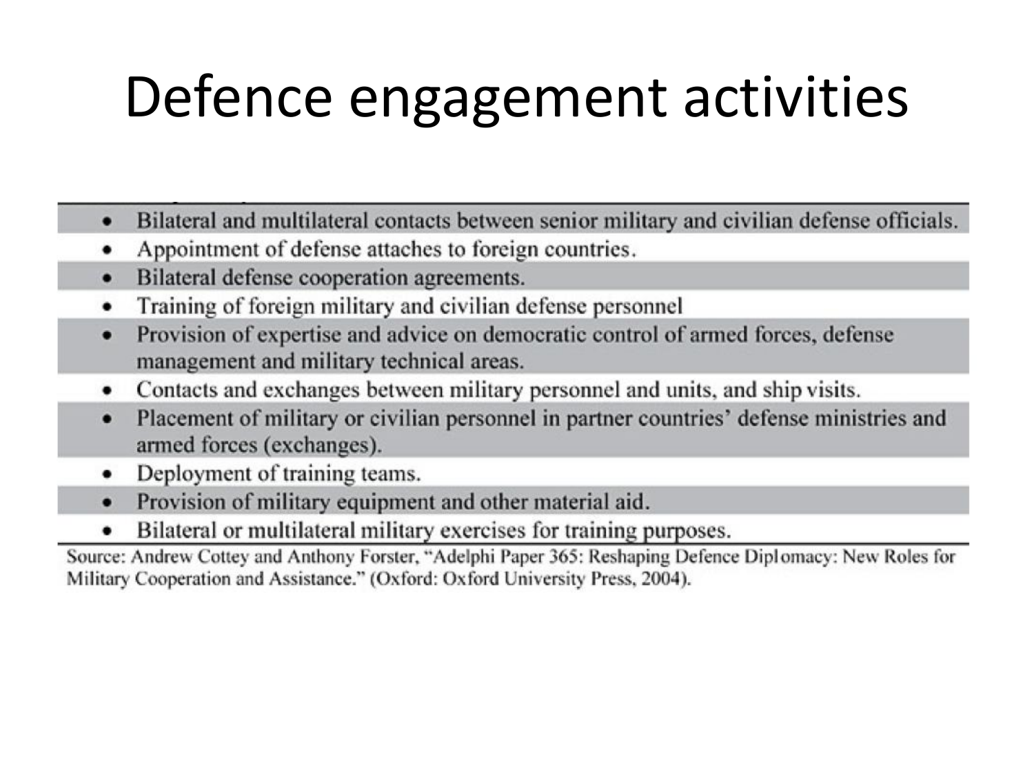# Defence engagement activities

- Bilateral and multilateral contacts between senior military and civilian defense officials.
- Appointment of defense attaches to foreign countries.
- Bilateral defense cooperation agreements.
- Training of foreign military and civilian defense personnel
- Provision of expertise and advice on democratic control of armed forces, defense management and military technical areas.
- Contacts and exchanges between military personnel and units, and ship visits.
- Placement of military or civilian personnel in partner countries' defense ministries and armed forces (exchanges).
- Deployment of training teams.
- Provision of military equipment and other material aid.
- Bilateral or multilateral military exercises for training purposes.

Source: Andrew Cottey and Anthony Forster, "Adelphi Paper 365: Reshaping Defence Diplomacy: New Roles for Military Cooperation and Assistance." (Oxford: Oxford University Press, 2004).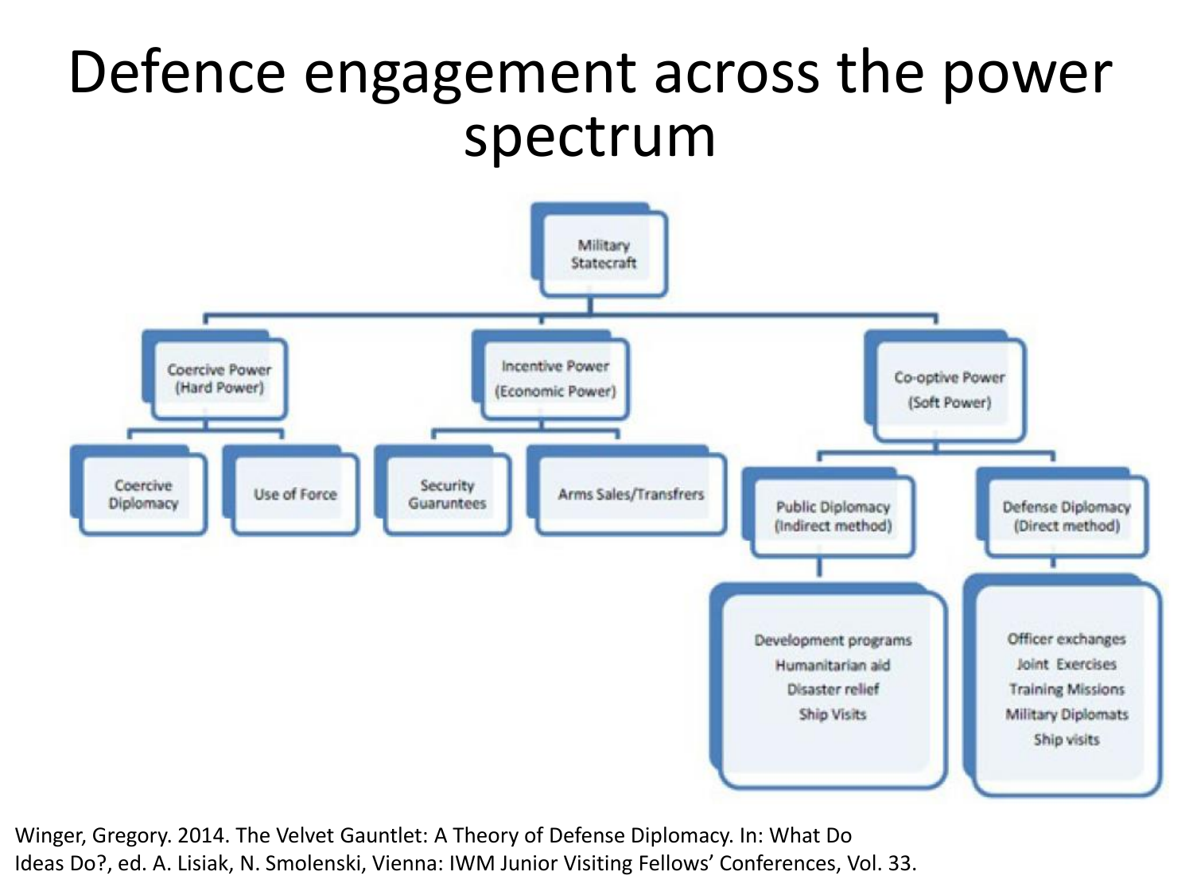# Defence engagement across the power spectrum

- **Military Statecraft**
  - **Coercive Power (Hard Power)**
    - Coercive Diplomacy
    - Use of Force
  - **Incentive Power (Economic Power)**
    - Security Guruntees
    - Arms Sales/Transfrers
  - **Co-optive Power (Soft Power)**
    - Public Diplomacy (Indirect method)
      - Development programs
      - Humanitarian aid
      - Disaster relief
      - Ship Visits
    - Defense Diplomacy (Direct method)
      - Officer exchanges
      - Joint Exercises
      - Training Missions
      - Military Diplomats
      - Ship visits

Winger, Gregory. 2014. The Velvet Gauntlet: A Theory of Defense Diplomacy. In: What Do Ideas Do?, ed. A. Lisiak, N. Smolenski, Vienna: IWM Junior Visiting Fellows' Conferences, Vol. 33.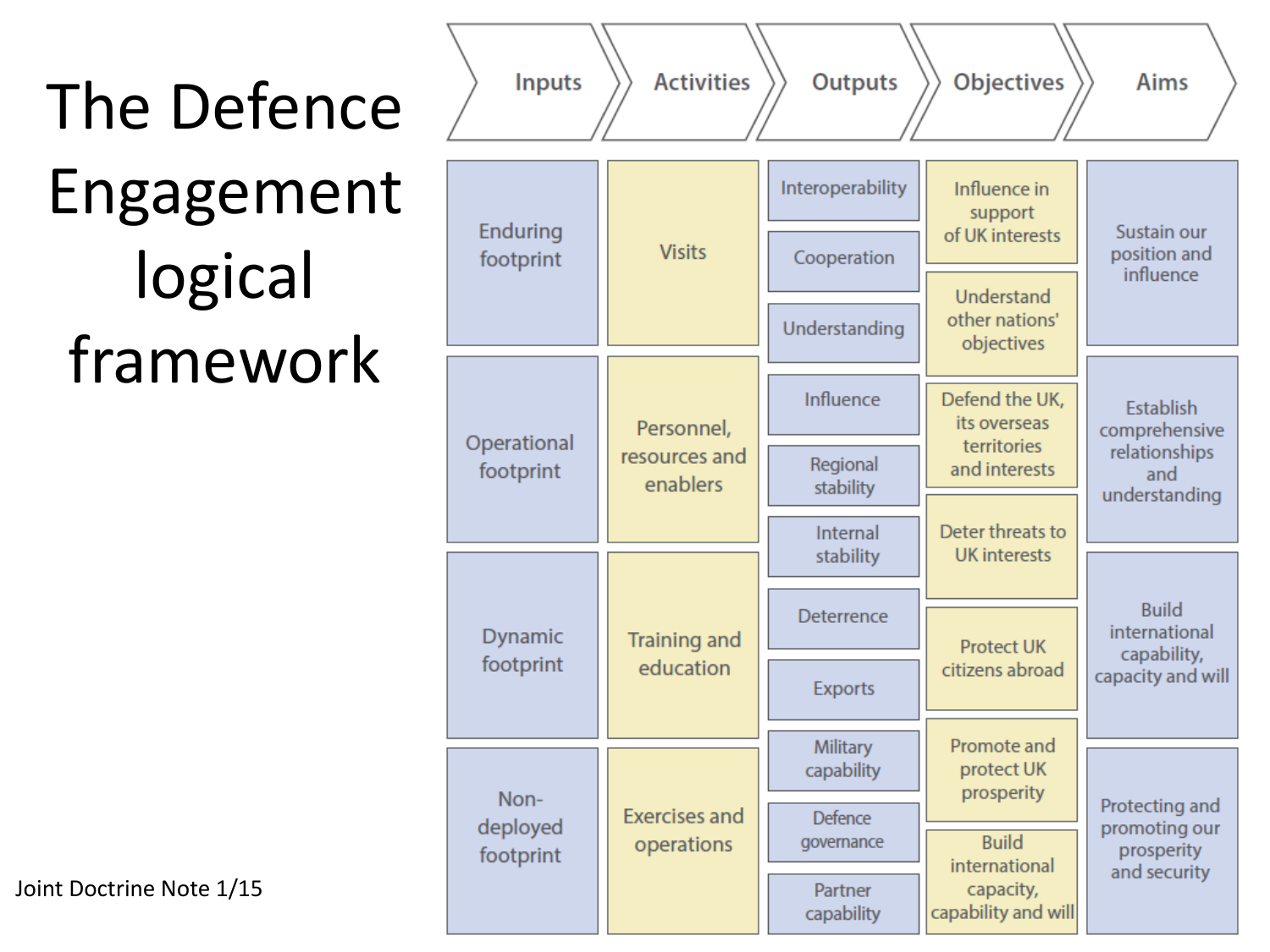# The Defence Engagement logical framework

| Inputs | Activities | Outputs | Objectives | Aims |
| --- | --- | --- | --- | --- |
| Enduring footprint | Visits | Interoperability | Influence in support of UK interests | Sustain our position and influence |
| | | Cooperation | Understand other nations' objectives | |
| | | Understanding | | |
| Operational footprint | Personnel, resources and enablers | Influence | Defend the UK, its overseas territories and interests | Establish comprehensive relationships and understanding |
| | | Regional stability | | |
| | | Internal stability | Deter threats to UK interests | |
| Dynamic footprint | Training and education | Deterrence | Protect UK citizens abroad | Build international capability, capacity and will |
| | | Exports | | |
| | | Military capability | Promote and protect UK prosperity | |
| Non-deployed footprint | Exercises and operations | Defence governance | | Protecting and promoting our prosperity and security |
| | | Partner capability | Build international capacity, capability and will | |

Joint Doctrine Note 1/15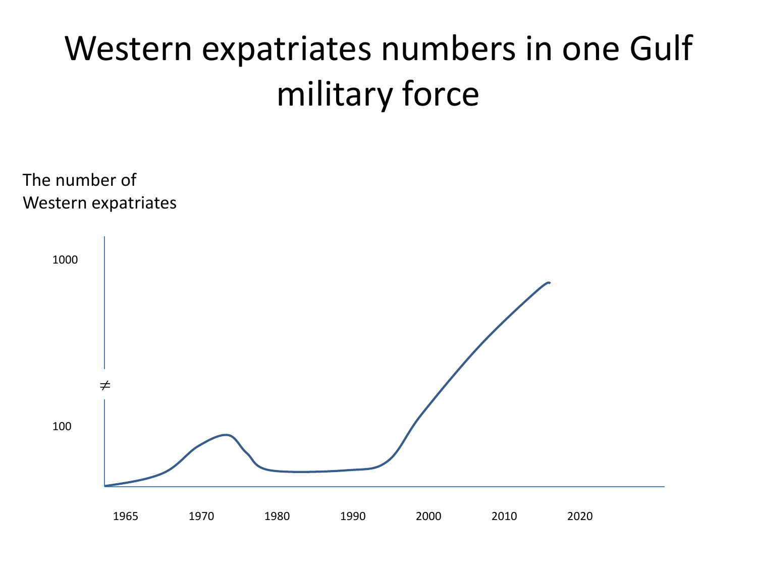# Western expatriates numbers in one Gulf military force

The number of Western expatriates

1000

≠

100

1965 1970 1980 1990 2000 2010 2020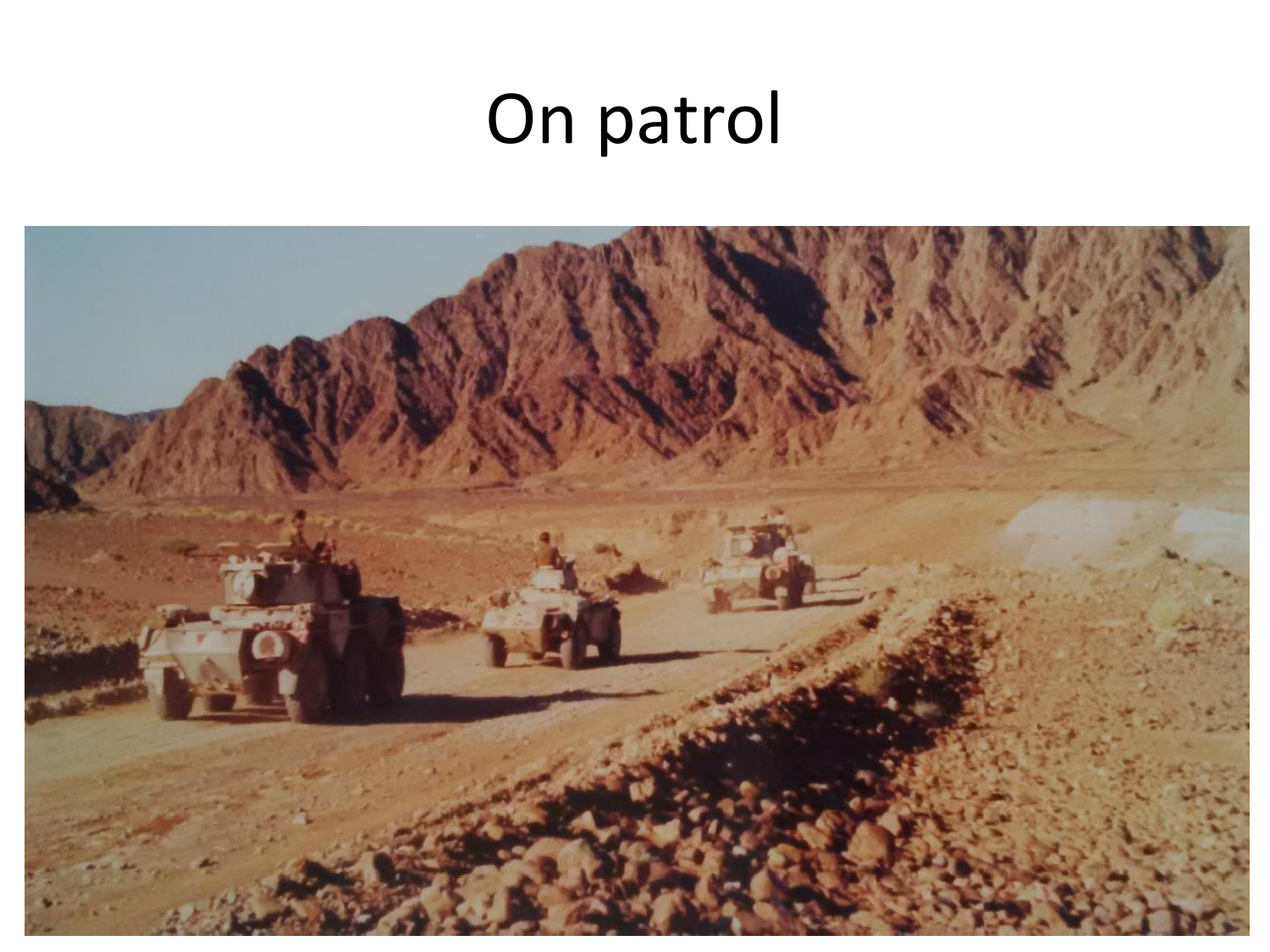# On patrol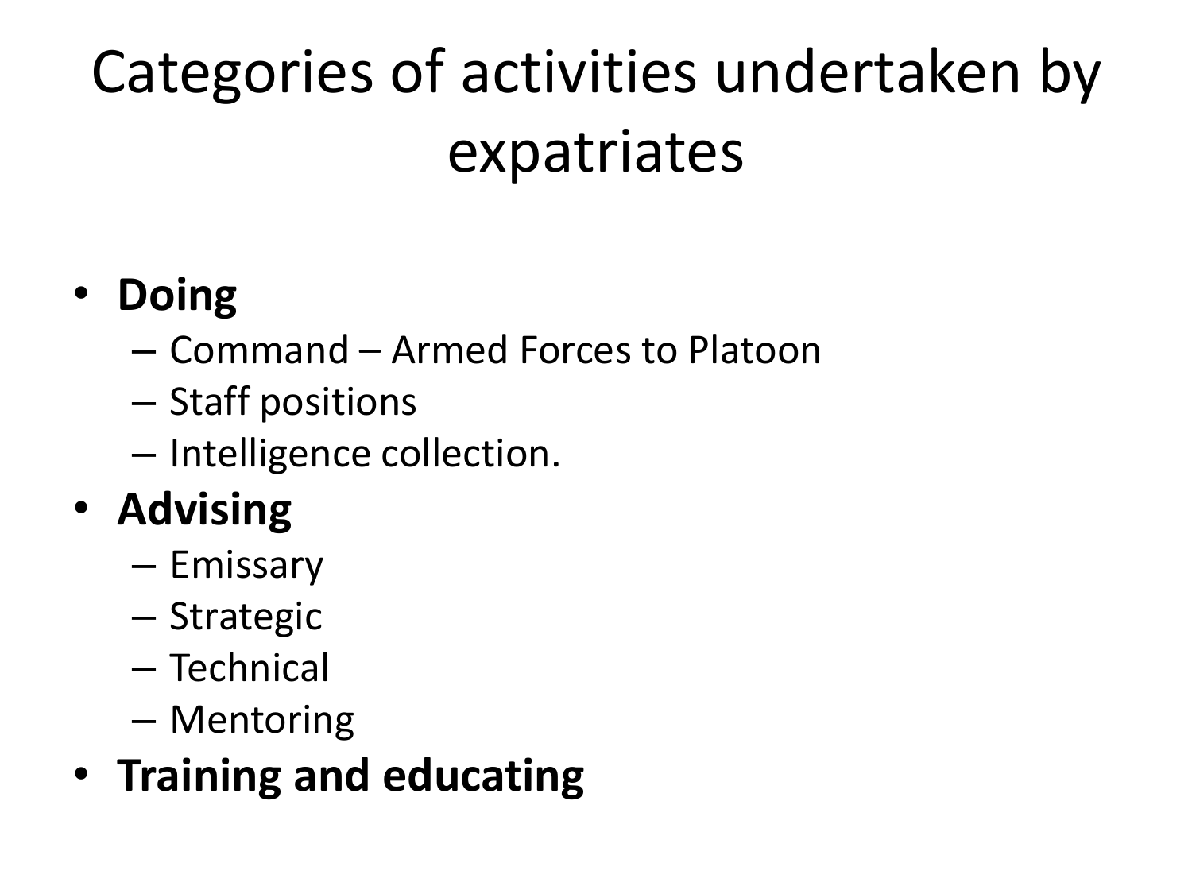# Categories of activities undertaken by expatriates

- **Doing**
  - Command – Armed Forces to Platoon
  - Staff positions
  - Intelligence collection.
- **Advising**
  - Emissary
  - Strategic
  - Technical
  - Mentoring
- **Training and educating**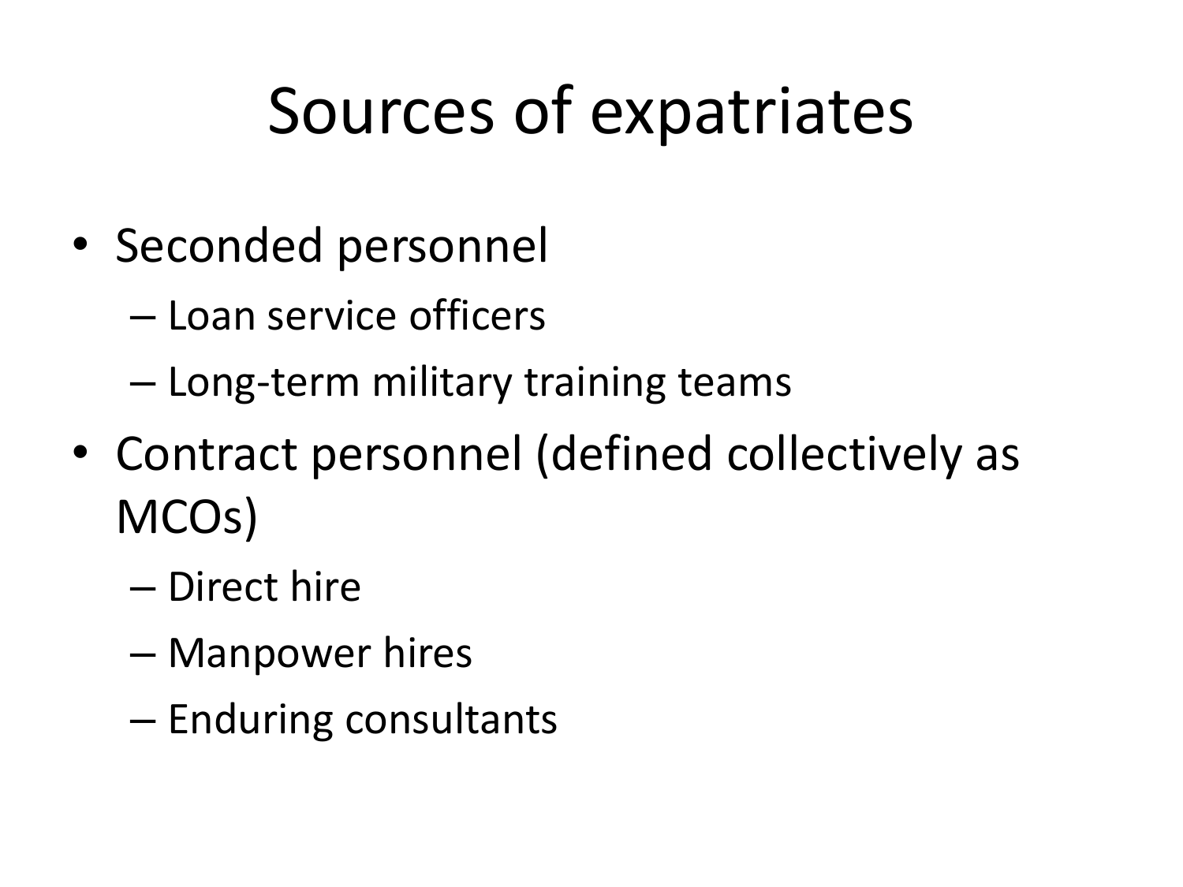# Sources of expatriates

- Seconded personnel
  - Loan service officers
  - Long-term military training teams
- Contract personnel (defined collectively as MCOs)
  - Direct hire
  - Manpower hires
  - Enduring consultants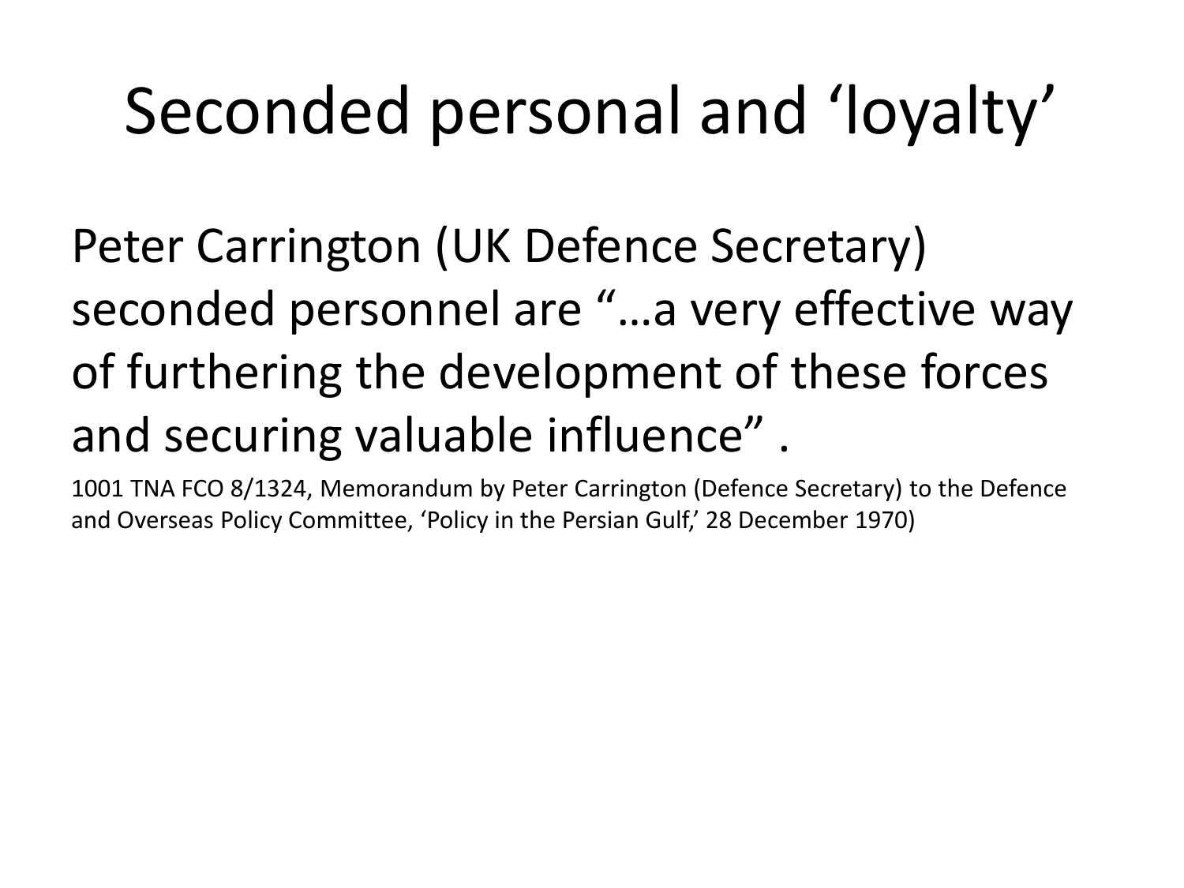# Seconded personal and ‘loyalty’

Peter Carrington (UK Defence Secretary) seconded personnel are “…a very effective way of furthering the development of these forces and securing valuable influence” .

1001 TNA FCO 8/1324, Memorandum by Peter Carrington (Defence Secretary) to the Defence and Overseas Policy Committee, ‘Policy in the Persian Gulf,’ 28 December 1970)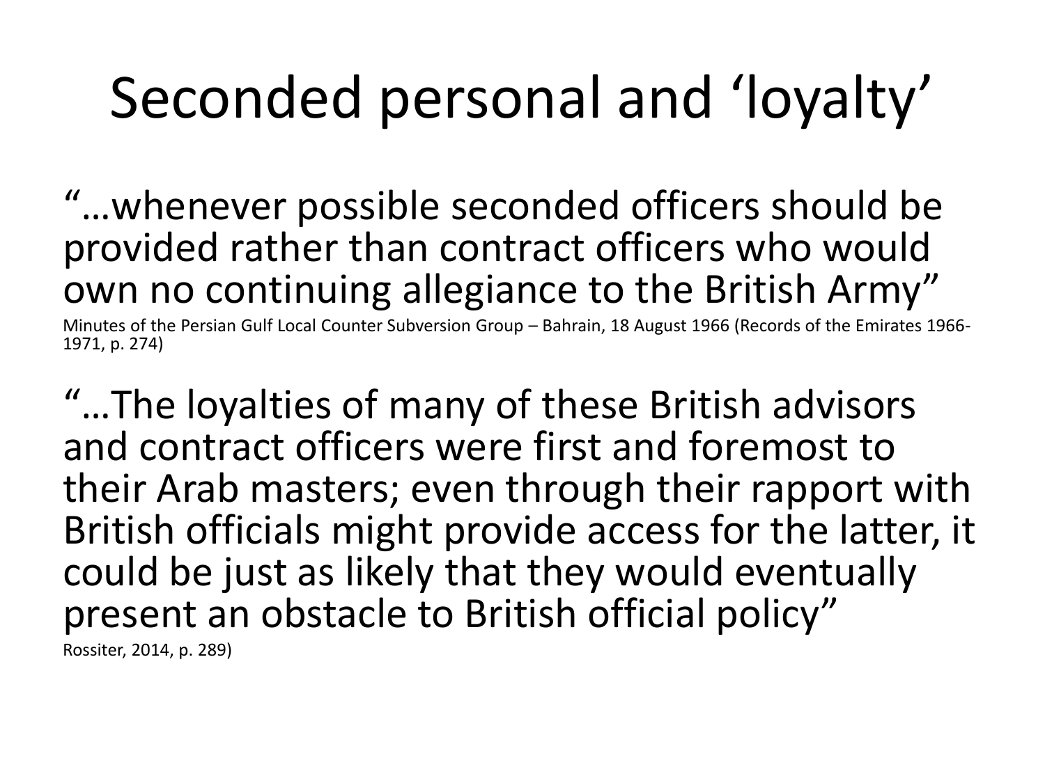# Seconded personal and 'loyalty'

"…whenever possible seconded officers should be provided rather than contract officers who would own no continuing allegiance to the British Army"

Minutes of the Persian Gulf Local Counter Subversion Group – Bahrain, 18 August 1966 (Records of the Emirates 1966-1971, p. 274)

"…The loyalties of many of these British advisors and contract officers were first and foremost to their Arab masters; even through their rapport with British officials might provide access for the latter, it could be just as likely that they would eventually present an obstacle to British official policy"

Rossiter, 2014, p. 289)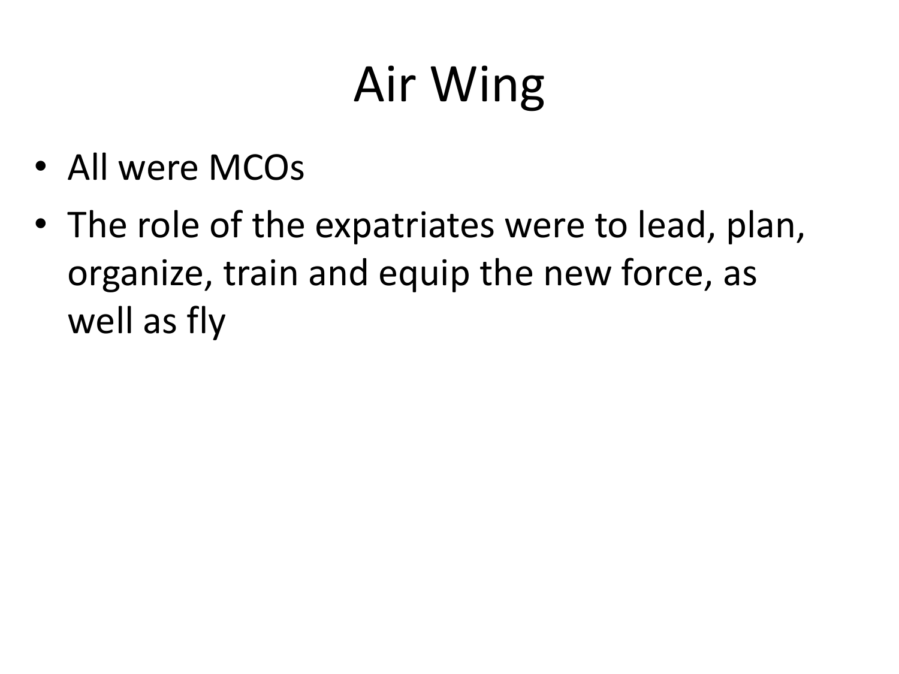# Air Wing

- All were MCOs
- The role of the expatriates were to lead, plan, organize, train and equip the new force, as well as fly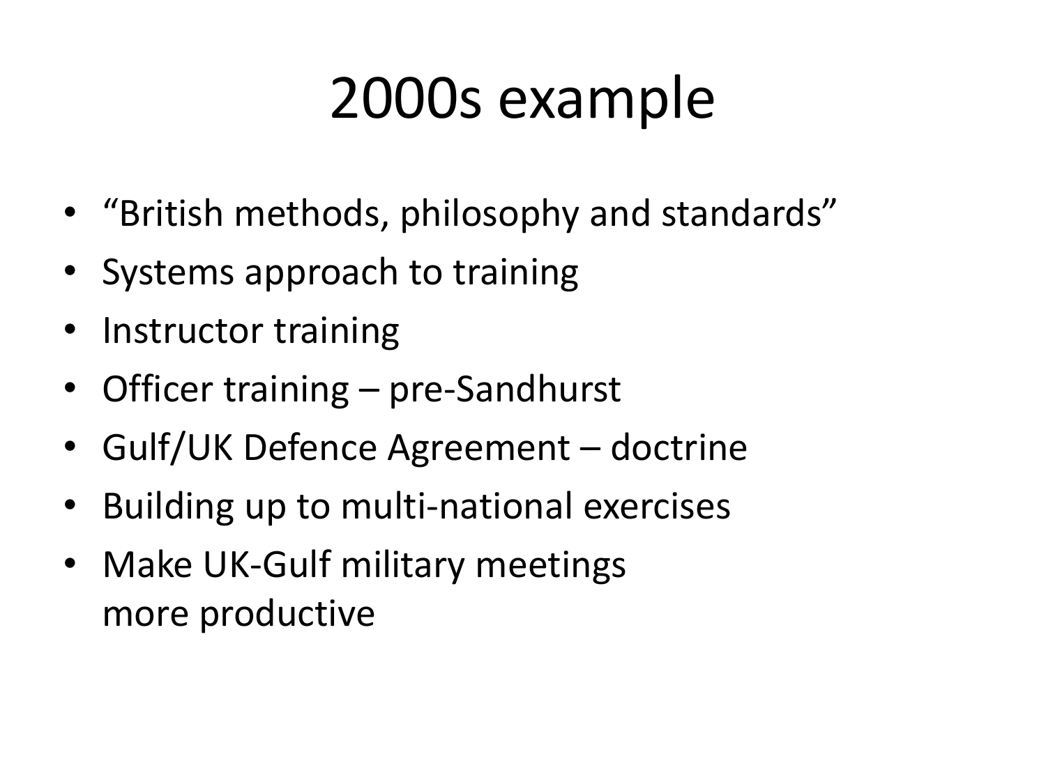# 2000s example

- "British methods, philosophy and standards"
- Systems approach to training
- Instructor training
- Officer training – pre-Sandhurst
- Gulf/UK Defence Agreement – doctrine
- Building up to multi-national exercises
- Make UK-Gulf military meetings more productive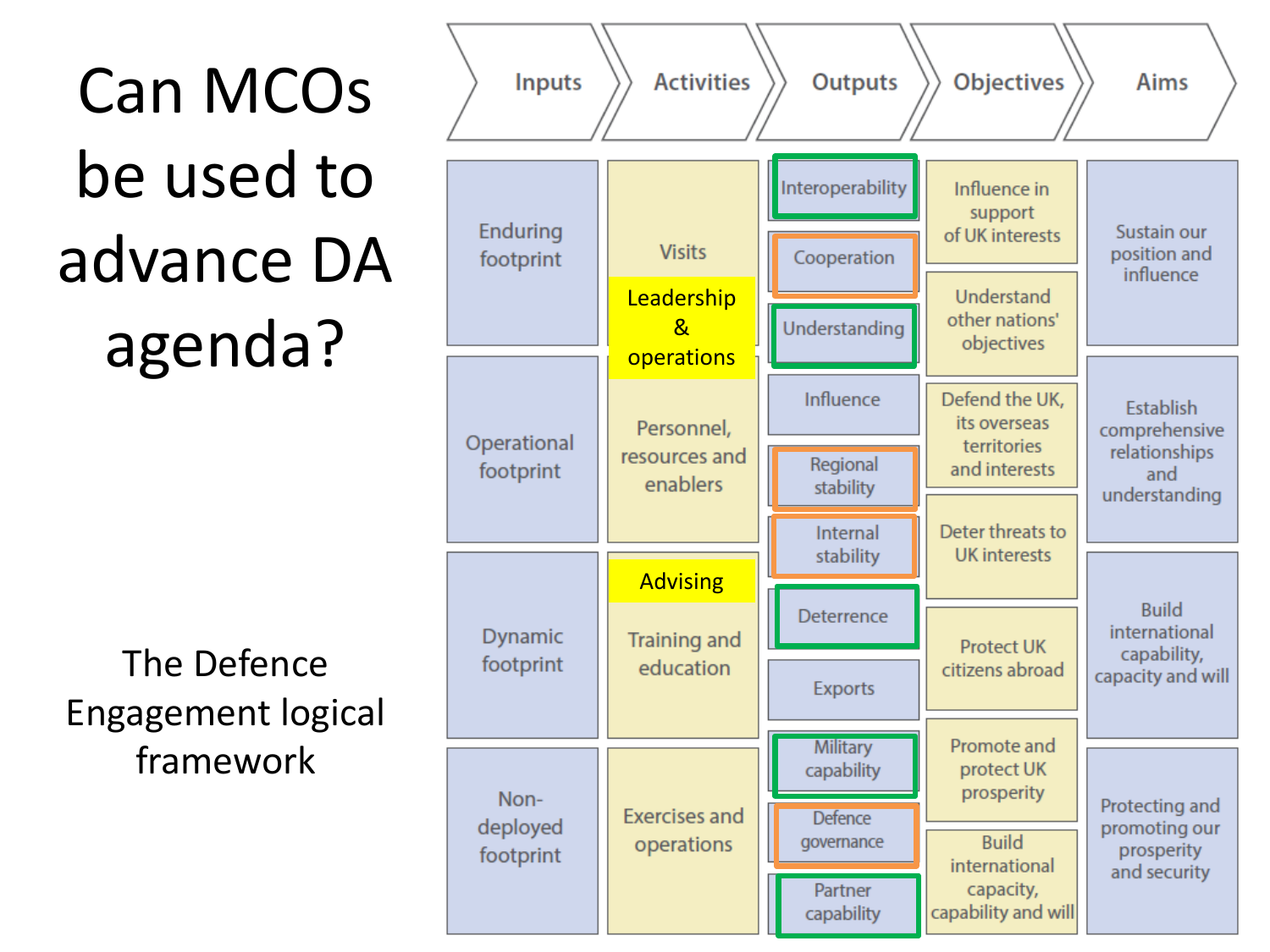# Can MCOs be used to advance DA agenda?

The Defence Engagement logical framework

| Inputs | Activities | Outputs | Objectives | Aims |
|---|---|---|---|---|
| Enduring footprint | Visits | Interoperability | Influence in support of UK interests | Sustain our position and influence |
| | Leadership & operations | Cooperation | Understand other nations' objectives | |
| | | Understanding | | |
| Operational footprint | Personnel, resources and enablers | Influence | Defend the UK, its overseas territories and interests | Establish comprehensive relationships and understanding |
| | | Regional stability | | |
| | | Internal stability | Deter threats to UK interests | |
| Dynamic footprint | Advising | Deterrence | | Build international capability, capacity and will |
| | Training and education | Exports | Protect UK citizens abroad | |
| Non-deployed footprint | Exercises and operations | Military capability | Promote and protect UK prosperity | Protecting and promoting our prosperity and security |
| | | Defence governance | Build international capacity, capability and will | |
| | | Partner capability | | |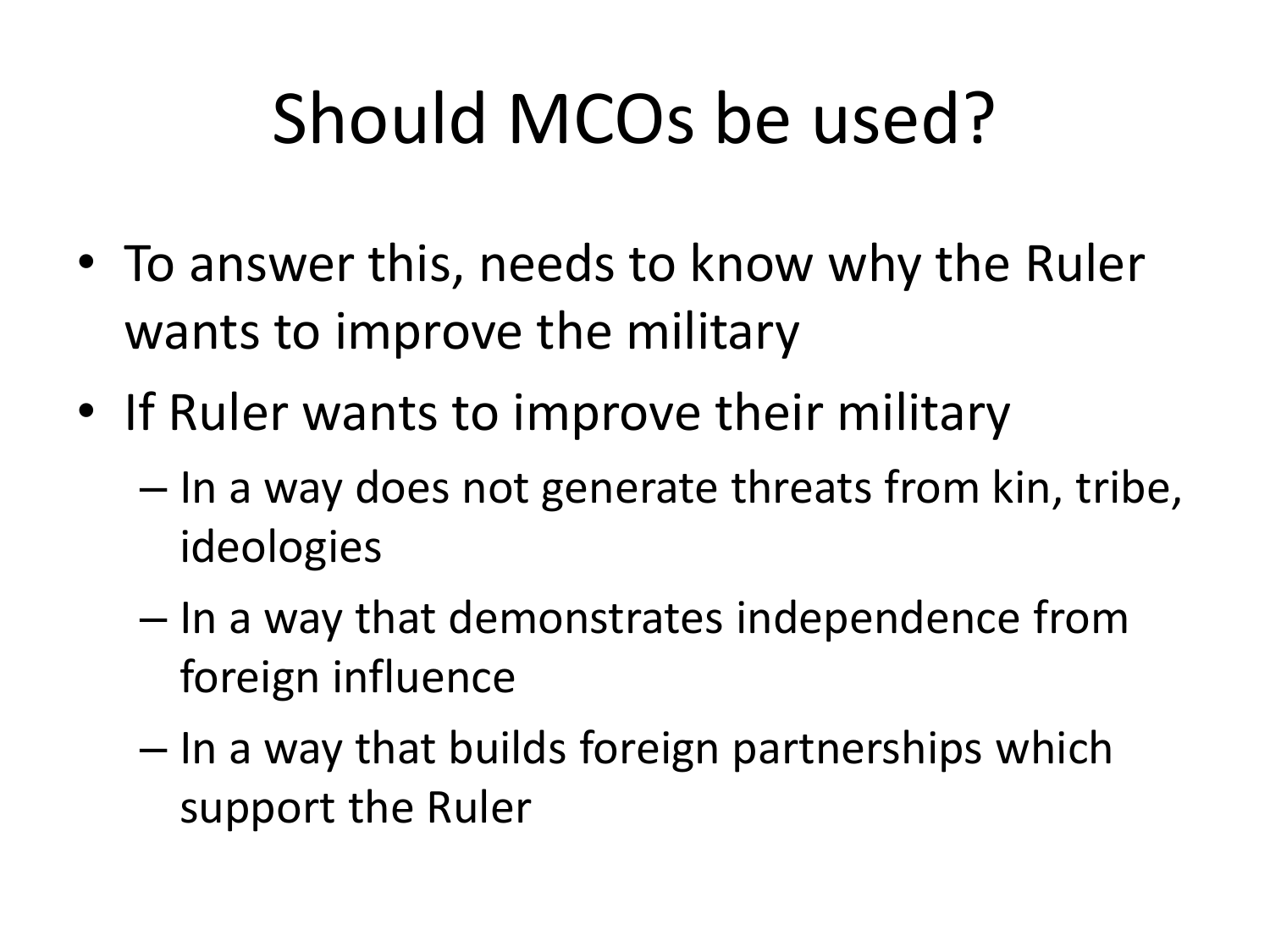# Should MCOs be used?

- To answer this, needs to know why the Ruler wants to improve the military
- If Ruler wants to improve their military
  - In a way does not generate threats from kin, tribe, ideologies
  - In a way that demonstrates independence from foreign influence
  - In a way that builds foreign partnerships which support the Ruler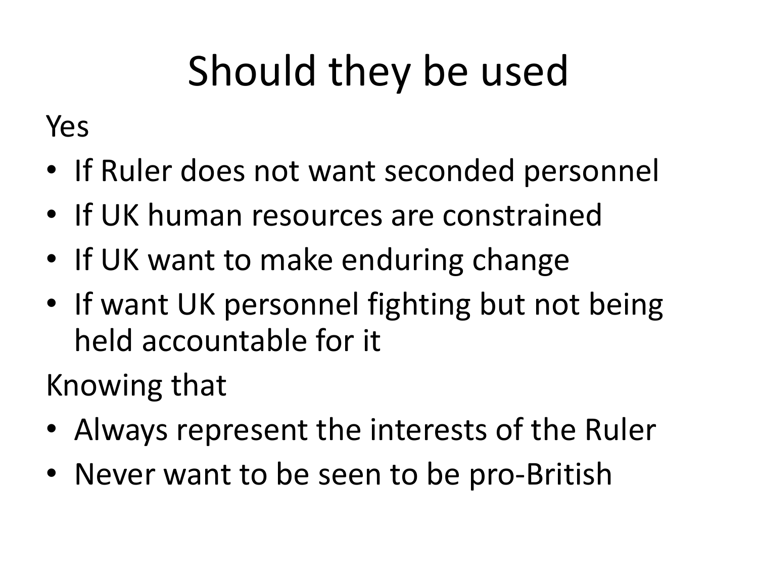# Should they be used

Yes

- If Ruler does not want seconded personnel
- If UK human resources are constrained
- If UK want to make enduring change
- If want UK personnel fighting but not being held accountable for it

Knowing that

- Always represent the interests of the Ruler
- Never want to be seen to be pro-British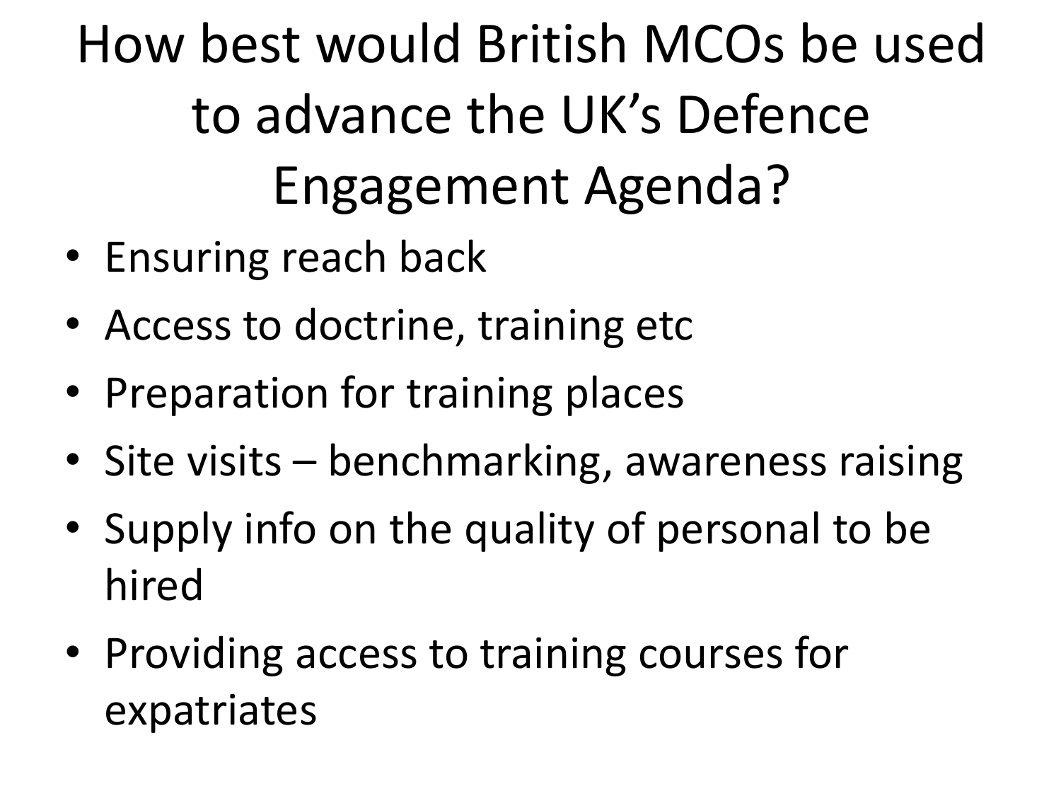# How best would British MCOs be used to advance the UK’s Defence Engagement Agenda?

- Ensuring reach back
- Access to doctrine, training etc
- Preparation for training places
- Site visits – benchmarking, awareness raising
- Supply info on the quality of personal to be hired
- Providing access to training courses for expatriates